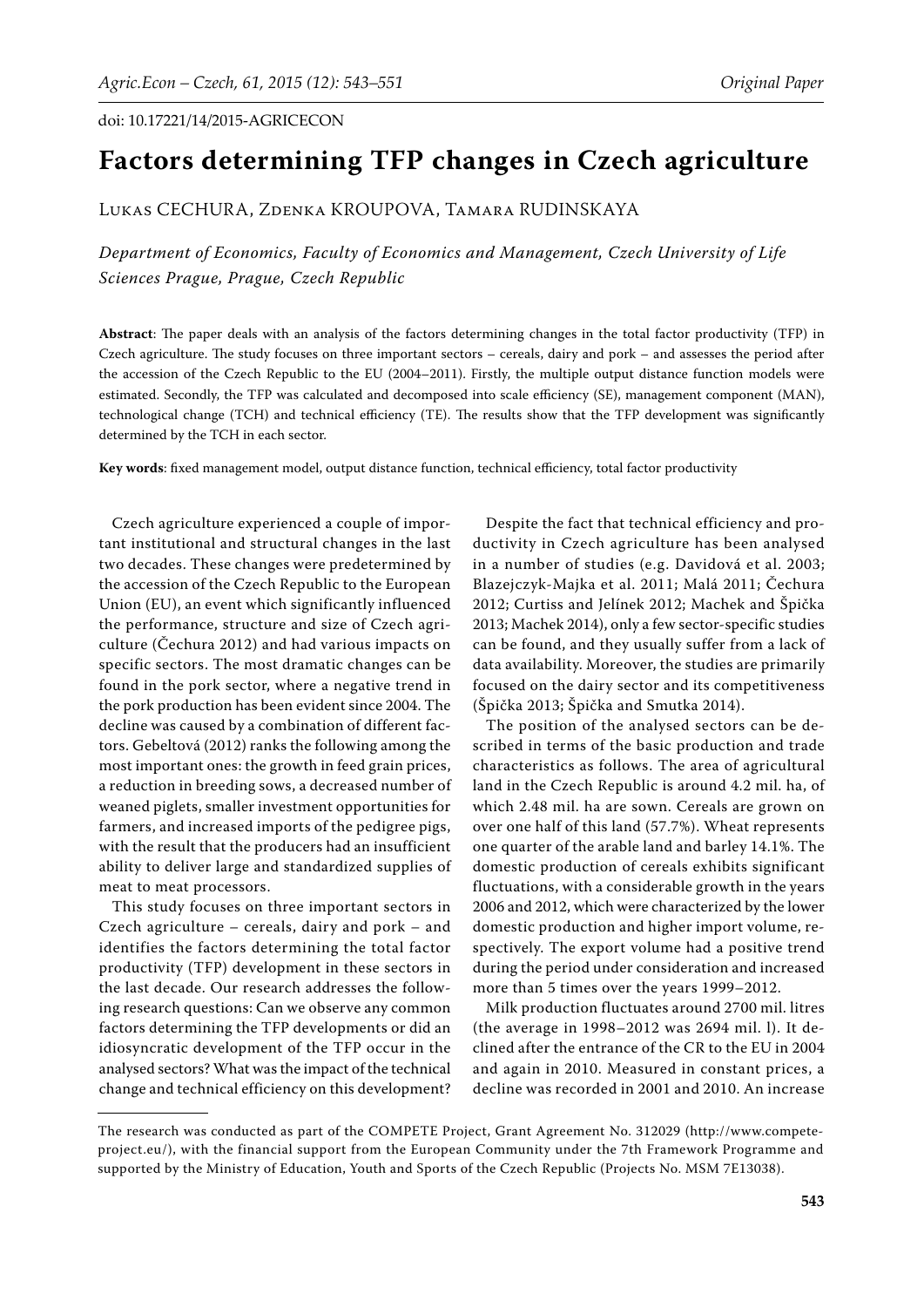doi: 10.17221/14/2015-AGRICECON

# Factors determining TFP changes in Czech agriculture

Lukas CECHURA, Zdenka KROUPOVA, Tamara RUDINSKAYA

*Department of Economics, Faculty of Economics and Management, Czech University of Life Sciences Prague, Prague, Czech Republic*

**Abstract**: The paper deals with an analysis of the factors determining changes in the total factor productivity (TFP) in Czech agriculture. The study focuses on three important sectors – cereals, dairy and pork – and assesses the period after the accession of the Czech Republic to the EU (2004–2011). Firstly, the multiple output distance function models were estimated. Secondly, the TFP was calculated and decomposed into scale efficiency (SE), management component (MAN), technological change (TCH) and technical efficiency (TE). The results show that the TFP development was significantly determined by the TCH in each sector.

**Key words**: fixed management model, output distance function, technical efficiency, total factor productivity

Czech agriculture experienced a couple of important institutional and structural changes in the last two decades. These changes were predetermined by the accession of the Czech Republic to the European Union (EU), an event which significantly influenced the performance, structure and size of Czech agriculture (Čechura 2012) and had various impacts on specific sectors. The most dramatic changes can be found in the pork sector, where a negative trend in the pork production has been evident since 2004. The decline was caused by a combination of different factors. Gebeltová (2012) ranks the following among the most important ones: the growth in feed grain prices, a reduction in breeding sows, a decreased number of weaned piglets, smaller investment opportunities for farmers, and increased imports of the pedigree pigs, with the result that the producers had an insufficient ability to deliver large and standardized supplies of meat to meat processors.

This study focuses on three important sectors in Czech agriculture – cereals, dairy and pork – and identifies the factors determining the total factor productivity (TFP) development in these sectors in the last decade. Our research addresses the following research questions: Can we observe any common factors determining the TFP developments or did an idiosyncratic development of the TFP occur in the analysed sectors? What was the impact of the technical change and technical efficiency on this development?

Despite the fact that technical efficiency and productivity in Czech agriculture has been analysed in a number of studies (e.g. Davidová et al. 2003; Blazejczyk-Majka et al. 2011; Malá 2011; Čechura 2012; Curtiss and Jelínek 2012; Machek and Špička 2013; Machek 2014), only a few sector-specific studies can be found, and they usually suffer from a lack of data availability. Moreover, the studies are primarily focused on the dairy sector and its competitiveness (Špička 2013; Špička and Smutka 2014).

The position of the analysed sectors can be described in terms of the basic production and trade characteristics as follows. The area of agricultural land in the Czech Republic is around 4.2 mil. ha, of which 2.48 mil. ha are sown. Cereals are grown on over one half of this land (57.7%). Wheat represents one quarter of the arable land and barley 14.1%. The domestic production of cereals exhibits significant fluctuations, with a considerable growth in the years 2006 and 2012, which were characterized by the lower domestic production and higher import volume, respectively. The export volume had a positive trend during the period under consideration and increased more than 5 times over the years 1999–2012.

Milk production fluctuates around 2700 mil. litres (the average in 1998–2012 was 2694 mil. l). It declined after the entrance of the CR to the EU in 2004 and again in 2010. Measured in constant prices, a decline was recorded in 2001 and 2010. An increase

---

The research was conducted as part of the COMPETE Project, Grant Agreement No. 312029 (http://www.compete-project.eu/), with the financial support from the European Community under the 7th Framework Programme and supported by the Ministry of Education, Youth and Sports of the Czech Republic (Projects No. MSM 7E13038).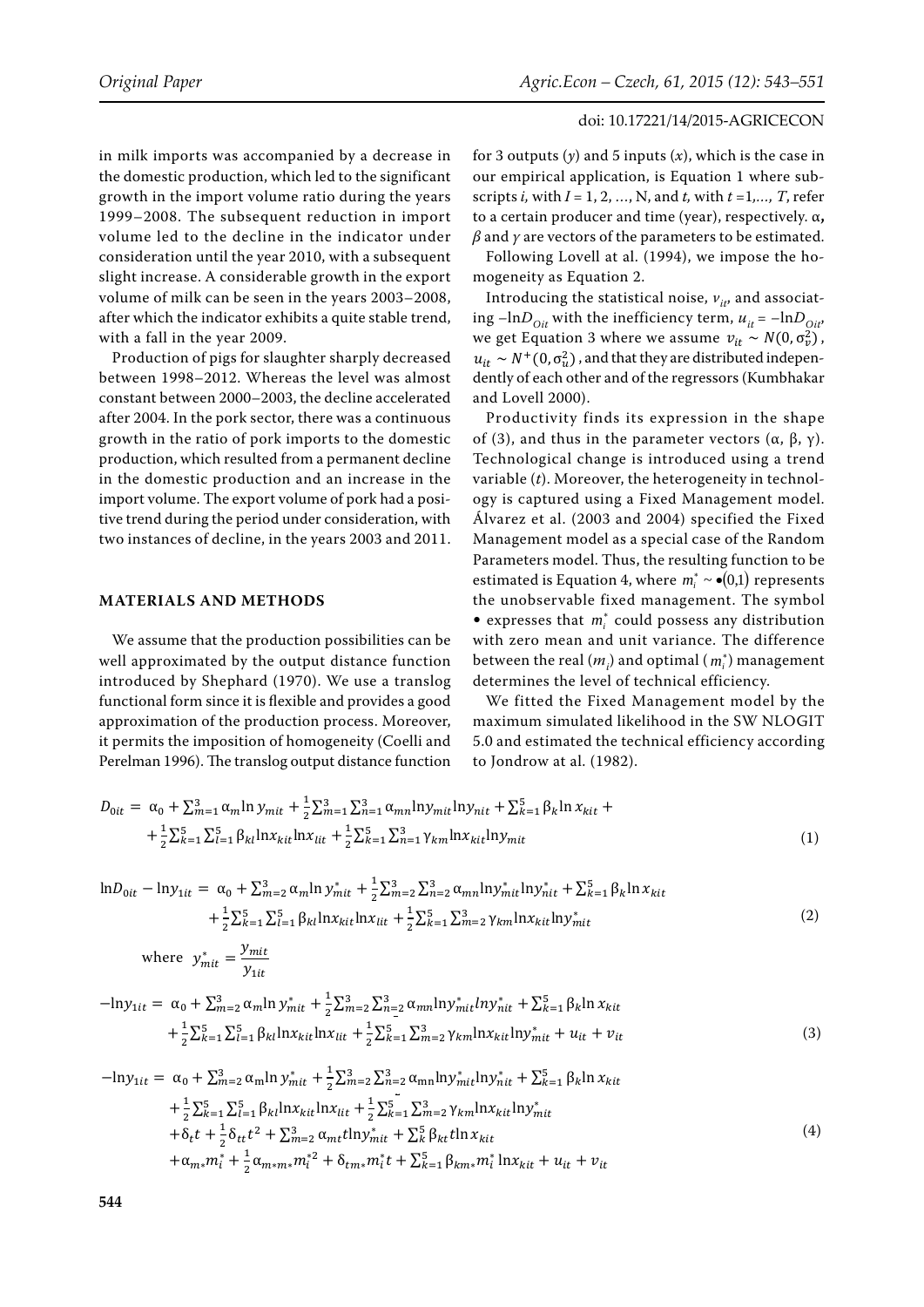in milk imports was accompanied by a decrease in the domestic production, which led to the significant growth in the import volume ratio during the years 1999–2008. The subsequent reduction in import volume led to the decline in the indicator under consideration until the year 2010, with a subsequent slight increase. A considerable growth in the export volume of milk can be seen in the years 2003–2008, after which the indicator exhibits a quite stable trend, with a fall in the year 2009.

Production of pigs for slaughter sharply decreased between 1998–2012. Whereas the level was almost constant between 2000–2003, the decline accelerated after 2004. In the pork sector, there was a continuous growth in the ratio of pork imports to the domestic production, which resulted from a permanent decline in the domestic production and an increase in the import volume. The export volume of pork had a positive trend during the period under consideration, with two instances of decline, in the years 2003 and 2011.

## MATERIALS AND METHODS

We assume that the production possibilities can be well approximated by the output distance function introduced by Shephard (1970). We use a translog functional form since it is flexible and provides a good approximation of the production process. Moreover, it permits the imposition of homogeneity (Coelli and Perelman 1996). The translog output distance function for 3 outputs ($y$) and 5 inputs ($x$), which is the case in our empirical application, is Equation 1 where subscripts $i$, with $I = 1, 2, \ldots, N$, and $t$, with $t = 1, \ldots, T$, refer to a certain producer and time (year), respectively. $\alpha$, $\beta$ and $\gamma$ are vectors of the parameters to be estimated.

Following Lovell at al. (1994), we impose the homogeneity as Equation 2.

Introducing the statistical noise, $v_{it}$, and associating $-\ln D_{Oit}$ with the inefficiency term, $u_{it} = -\ln D_{Oit}$, we get Equation 3 where we assume $v_{it} \sim N(0, \sigma_v^2)$, $u_{it} \sim N^+(0, \sigma_u^2)$, and that they are distributed independently of each other and of the regressors (Kumbhakar and Lovell 2000).

Productivity finds its expression in the shape of (3), and thus in the parameter vectors ($\alpha$, $\beta$, $\gamma$). Technological change is introduced using a trend variable ($t$). Moreover, the heterogeneity in technology is captured using a Fixed Management model. Álvarez et al. (2003 and 2004) specified the Fixed Management model as a special case of the Random Parameters model. Thus, the resulting function to be estimated is Equation 4, where $m_i^* \sim \bullet(0,1)$ represents the unobservable fixed management. The symbol $\bullet$ expresses that $m_i^*$ could possess any distribution with zero mean and unit variance. The difference between the real ($m_i$) and optimal ($m_i^*$) management determines the level of technical efficiency.

We fitted the Fixed Management model by the maximum simulated likelihood in the SW NLOGIT 5.0 and estimated the technical efficiency according to Jondrow at al. (1982).

$$D_{0it} = \alpha_0 + \sum_{m=1}^{3} \alpha_m \ln y_{mit} + \frac{1}{2}\sum_{m=1}^{3}\sum_{n=1}^{3} \alpha_{mn} \ln y_{mit} \ln y_{nit} + \sum_{k=1}^{5} \beta_k \ln x_{kit} + \frac{1}{2}\sum_{k=1}^{5}\sum_{l=1}^{5} \beta_{kl} \ln x_{kit} \ln x_{lit} + \frac{1}{2}\sum_{k=1}^{5}\sum_{m=1}^{3} \gamma_{km} \ln x_{kit} \ln y_{mit} \quad (1)$$

$$\ln D_{0it} - \ln y_{1it} = \alpha_0 + \sum_{m=2}^{3} \alpha_m \ln y^*_{mit} + \frac{1}{2}\sum_{m=2}^{3}\sum_{n=2}^{3} \alpha_{mn} \ln y^*_{mit} \ln y^*_{nit} + \sum_{k=1}^{5} \beta_k \ln x_{kit} + \frac{1}{2}\sum_{k=1}^{5}\sum_{l=1}^{5} \beta_{kl} \ln x_{kit} \ln x_{lit} + \frac{1}{2}\sum_{k=1}^{5}\sum_{m=2}^{3} \gamma_{km} \ln x_{kit} \ln y^*_{mit} \quad (2)$$

where $y^*_{mit} = \dfrac{y_{mit}}{y_{1it}}$

$$-\ln y_{1it} = \alpha_0 + \sum_{m=2}^{3} \alpha_m \ln y^*_{mit} + \frac{1}{2}\sum_{m=2}^{3}\sum_{n=2}^{3} \alpha_{mn} \ln y^*_{mit} \ln y^*_{nit} + \sum_{k=1}^{5} \beta_k \ln x_{kit} + \frac{1}{2}\sum_{k=1}^{5}\sum_{l=1}^{5} \beta_{kl} \ln x_{kit} \ln x_{lit} + \frac{1}{2}\sum_{k=1}^{5}\sum_{m=2}^{3} \gamma_{km} \ln x_{kit} \ln y^*_{mit} + u_{it} + v_{it} \quad (3)$$

$$-\ln y_{1it} = \alpha_0 + \sum_{m=2}^{3} \alpha_m \ln y^*_{mit} + \frac{1}{2}\sum_{m=2}^{3}\sum_{n=2}^{3} \alpha_{mn} \ln y^*_{mit} \ln y^*_{nit} + \sum_{k=1}^{5} \beta_k \ln x_{kit} + \frac{1}{2}\sum_{k=1}^{5}\sum_{l=1}^{5} \beta_{kl} \ln x_{kit} \ln x_{lit} + \frac{1}{2}\sum_{k=1}^{5}\sum_{m=2}^{3} \gamma_{km} \ln x_{kit} \ln y^*_{mit} + \delta_t t + \frac{1}{2}\delta_{tt} t^2 + \sum_{m=2}^{3} \alpha_{mt} t \ln y^*_{mit} + \sum_{k}^{5} \beta_{kt} t \ln x_{kit} + \alpha_{m*} m_i^* + \frac{1}{2}\alpha_{m*m*} m_i^{*2} + \delta_{tm*} m_i^* t + \sum_{k=1}^{5} \beta_{km*} m_i^* \ln x_{kit} + u_{it} + v_{it} \quad (4)$$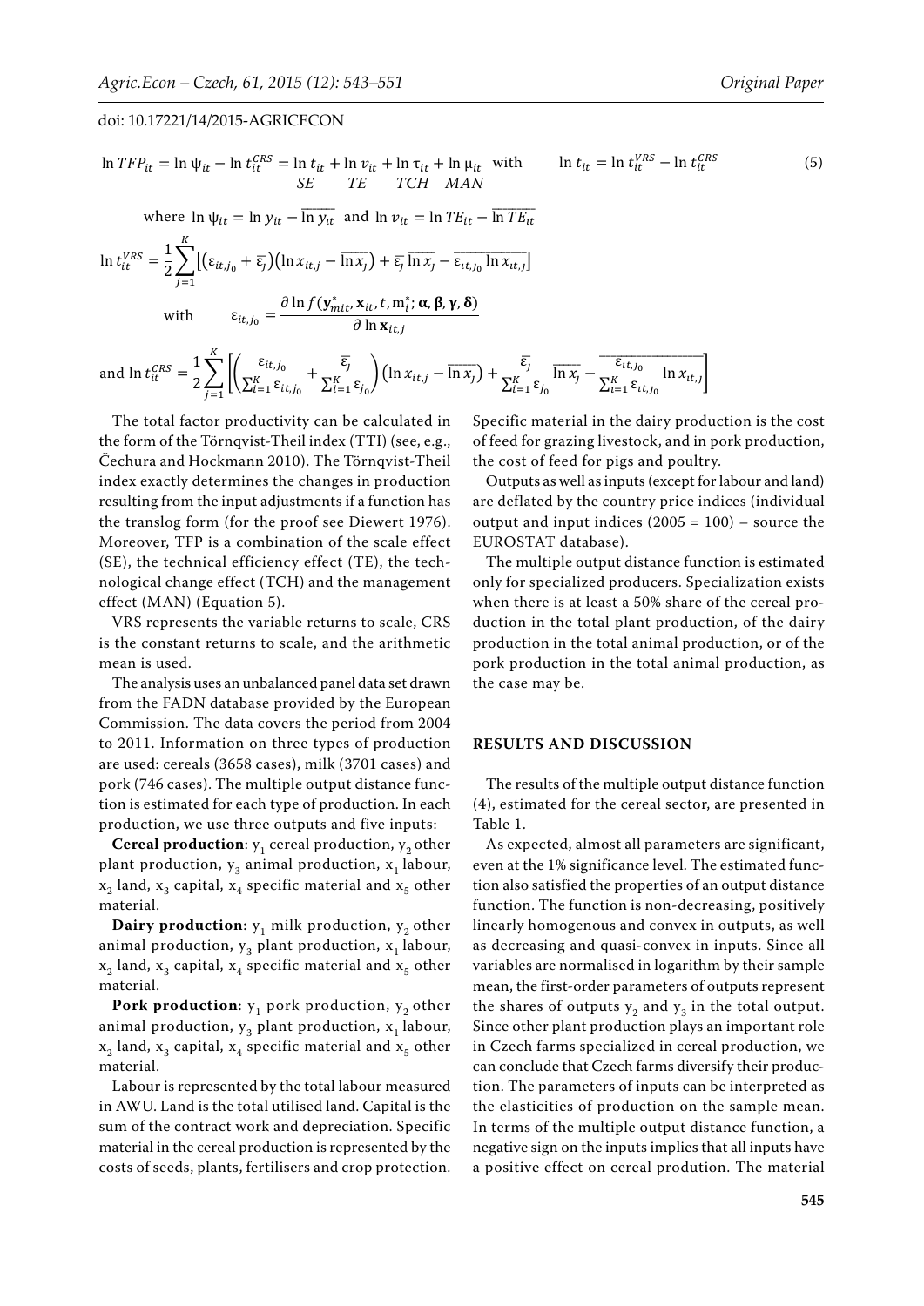$$\ln TFP_{it} = \ln \psi_{it} - \ln t_{it}^{CRS} = \underset{SE}{\ln t_{it}} + \underset{TE}{\ln v_{it}} + \underset{TCH}{\ln \tau_{it}} + \underset{MAN}{\ln \mu_{it}} \quad \text{with} \qquad \ln t_{it} = \ln t_{it}^{VRS} - \ln t_{it}^{CRS} \tag{5}$$

$$\text{where } \ln \psi_{it} = \ln y_{it} - \overline{\ln y_{it}} \text{ and } \ln v_{it} = \ln TE_{it} - \overline{\ln TE_{it}}$$

$$\ln t_{it}^{VRS} = \frac{1}{2}\sum_{j=1}^{K}\left[\left(\varepsilon_{it,j_0} + \overline{\varepsilon}_j\right)\left(\ln x_{it,j} - \overline{\ln x_j}\right) + \overline{\varepsilon}_j \overline{\ln x_j} - \overline{\varepsilon_{it,j_0} \ln x_{it,j}}\right]$$

$$\text{with} \qquad \varepsilon_{it,j_0} = \frac{\partial \ln f(\mathbf{y}_{mit}^{*}, \mathbf{x}_{it}, t, \mathrm{m}_i^{*}; \boldsymbol{\alpha}, \boldsymbol{\beta}, \boldsymbol{\gamma}, \boldsymbol{\delta})}{\partial \ln \mathbf{x}_{it,j}}$$

$$\text{and } \ln t_{it}^{CRS} = \frac{1}{2}\sum_{j=1}^{K}\left[\left(\frac{\varepsilon_{it,j_0}}{\sum_{i=1}^{K}\varepsilon_{it,j_0}} + \frac{\overline{\varepsilon}_j}{\sum_{i=1}^{K}\varepsilon_{j_0}}\right)\left(\ln x_{it,j} - \overline{\ln x_j}\right) + \frac{\overline{\varepsilon}_j}{\sum_{i=1}^{K}\varepsilon_{j_0}}\overline{\ln x_j} - \overline{\frac{\varepsilon_{it,j_0}}{\sum_{i=1}^{K}\varepsilon_{it,j_0}}\ln x_{it,j}}\right]$$

The total factor productivity can be calculated in the form of the Törnqvist-Theil index (TTI) (see, e.g., Čechura and Hockmann 2010). The Törnqvist-Theil index exactly determines the changes in production resulting from the input adjustments if a function has the translog form (for the proof see Diewert 1976). Moreover, TFP is a combination of the scale effect (SE), the technical efficiency effect (TE), the technological change effect (TCH) and the management effect (MAN) (Equation 5).

VRS represents the variable returns to scale, CRS is the constant returns to scale, and the arithmetic mean is used.

The analysis uses an unbalanced panel data set drawn from the FADN database provided by the European Commission. The data covers the period from 2004 to 2011. Information on three types of production are used: cereals (3658 cases), milk (3701 cases) and pork (746 cases). The multiple output distance function is estimated for each type of production. In each production, we use three outputs and five inputs:

**Cereal production**: $y_1$ cereal production, $y_2$ other plant production, $y_3$ animal production, $x_1$ labour, $x_2$ land, $x_3$ capital, $x_4$ specific material and $x_5$ other material.

**Dairy production**: $y_1$ milk production, $y_2$ other animal production, $y_3$ plant production, $x_1$ labour, $x_2$ land, $x_3$ capital, $x_4$ specific material and $x_5$ other material.

**Pork production**: $y_1$ pork production, $y_2$ other animal production, $y_3$ plant production, $x_1$ labour, $x_2$ land, $x_3$ capital, $x_4$ specific material and $x_5$ other material.

Labour is represented by the total labour measured in AWU. Land is the total utilised land. Capital is the sum of the contract work and depreciation. Specific material in the cereal production is represented by the costs of seeds, plants, fertilisers and crop protection. Specific material in the dairy production is the cost of feed for grazing livestock, and in pork production, the cost of feed for pigs and poultry.

Outputs as well as inputs (except for labour and land) are deflated by the country price indices (individual output and input indices (2005 = 100) – source the EUROSTAT database).

The multiple output distance function is estimated only for specialized producers. Specialization exists when there is at least a 50% share of the cereal production in the total plant production, of the dairy production in the total animal production, or of the pork production in the total animal production, as the case may be.

## RESULTS AND DISCUSSION

The results of the multiple output distance function (4), estimated for the cereal sector, are presented in Table 1.

As expected, almost all parameters are significant, even at the 1% significance level. The estimated function also satisfied the properties of an output distance function. The function is non-decreasing, positively linearly homogenous and convex in outputs, as well as decreasing and quasi-convex in inputs. Since all variables are normalised in logarithm by their sample mean, the first-order parameters of outputs represent the shares of outputs $y_2$ and $y_3$ in the total output. Since other plant production plays an important role in Czech farms specialized in cereal production, we can conclude that Czech farms diversify their production. The parameters of inputs can be interpreted as the elasticities of production on the sample mean. In terms of the multiple output distance function, a negative sign on the inputs implies that all inputs have a positive effect on cereal prodution. The material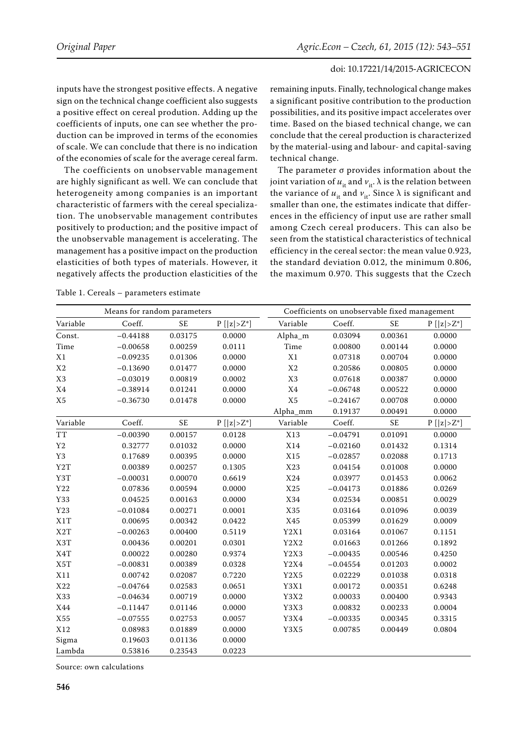inputs have the strongest positive effects. A negative sign on the technical change coefficient also suggests a positive effect on cereal prodution. Adding up the coefficients of inputs, one can see whether the production can be improved in terms of the economies of scale. We can conclude that there is no indication of the economies of scale for the average cereal farm.

The coefficients on unobservable management are highly significant as well. We can conclude that heterogeneity among companies is an important characteristic of farmers with the cereal specialization. The unobservable management contributes positively to production; and the positive impact of the unobservable management is accelerating. The management has a positive impact on the production elasticities of both types of materials. However, it negatively affects the production elasticities of the remaining inputs. Finally, technological change makes a significant positive contribution to the production possibilities, and its positive impact accelerates over time. Based on the biased technical change, we can conclude that the cereal production is characterized by the material-using and labour- and capital-saving technical change.

The parameter σ provides information about the joint variation of $u_{it}$ and $v_{it}$. λ is the relation between the variance of $u_{it}$ and $v_{it}$. Since λ is significant and smaller than one, the estimates indicate that differences in the efficiency of input use are rather small among Czech cereal producers. This can also be seen from the statistical characteristics of technical efficiency in the cereal sector: the mean value 0.923, the standard deviation 0.012, the minimum 0.806, the maximum 0.970. This suggests that the Czech

Table 1. Cereals – parameters estimate

| Means for random parameters | | | | Coefficients on unobservable fixed management | | | |
|---|---|---|---|---|---|---|---|
| Variable | Coeff. | SE | P [\|z\|>Z*] | Variable | Coeff. | SE | P [\|z\|>Z*] |
| Const. | −0.44188 | 0.03175 | 0.0000 | Alpha_m | 0.03094 | 0.00361 | 0.0000 |
| Time | −0.00658 | 0.00259 | 0.0111 | Time | 0.00800 | 0.00144 | 0.0000 |
| X1 | −0.09235 | 0.01306 | 0.0000 | X1 | 0.07318 | 0.00704 | 0.0000 |
| X2 | −0.13690 | 0.01477 | 0.0000 | X2 | 0.20586 | 0.00805 | 0.0000 |
| X3 | −0.03019 | 0.00819 | 0.0002 | X3 | 0.07618 | 0.00387 | 0.0000 |
| X4 | −0.38914 | 0.01241 | 0.0000 | X4 | −0.06748 | 0.00522 | 0.0000 |
| X5 | −0.36730 | 0.01478 | 0.0000 | X5 | −0.24167 | 0.00708 | 0.0000 |
| | | | | Alpha_mm | 0.19137 | 0.00491 | 0.0000 |
| Variable | Coeff. | SE | P [\|z\|>Z*] | Variable | Coeff. | SE | P [\|z\|>Z*] |
| TT | −0.00390 | 0.00157 | 0.0128 | X13 | −0.04791 | 0.01091 | 0.0000 |
| Y2 | 0.32777 | 0.01032 | 0.0000 | X14 | −0.02160 | 0.01432 | 0.1314 |
| Y3 | 0.17689 | 0.00395 | 0.0000 | X15 | −0.02857 | 0.02088 | 0.1713 |
| Y2T | 0.00389 | 0.00257 | 0.1305 | X23 | 0.04154 | 0.01008 | 0.0000 |
| Y3T | −0.00031 | 0.00070 | 0.6619 | X24 | 0.03977 | 0.01453 | 0.0062 |
| Y22 | 0.07836 | 0.00594 | 0.0000 | X25 | −0.04173 | 0.01886 | 0.0269 |
| Y33 | 0.04525 | 0.00163 | 0.0000 | X34 | 0.02534 | 0.00851 | 0.0029 |
| Y23 | −0.01084 | 0.00271 | 0.0001 | X35 | 0.03164 | 0.01096 | 0.0039 |
| X1T | 0.00695 | 0.00342 | 0.0422 | X45 | 0.05399 | 0.01629 | 0.0009 |
| X2T | −0.00263 | 0.00400 | 0.5119 | Y2X1 | 0.03164 | 0.01067 | 0.1151 |
| X3T | 0.00436 | 0.00201 | 0.0301 | Y2X2 | 0.01663 | 0.01266 | 0.1892 |
| X4T | 0.00022 | 0.00280 | 0.9374 | Y2X3 | −0.00435 | 0.00546 | 0.4250 |
| X5T | −0.00831 | 0.00389 | 0.0328 | Y2X4 | −0.04554 | 0.01203 | 0.0002 |
| X11 | 0.00742 | 0.02087 | 0.7220 | Y2X5 | 0.02229 | 0.01038 | 0.0318 |
| X22 | −0.04764 | 0.02583 | 0.0651 | Y3X1 | 0.00172 | 0.00351 | 0.6248 |
| X33 | −0.04634 | 0.00719 | 0.0000 | Y3X2 | 0.00033 | 0.00400 | 0.9343 |
| X44 | −0.11447 | 0.01146 | 0.0000 | Y3X3 | 0.00832 | 0.00233 | 0.0004 |
| X55 | −0.07555 | 0.02753 | 0.0057 | Y3X4 | −0.00335 | 0.00345 | 0.3315 |
| X12 | 0.08983 | 0.01889 | 0.0000 | Y3X5 | 0.00785 | 0.00449 | 0.0804 |
| Sigma | 0.19603 | 0.01136 | 0.0000 | | | | |
| Lambda | 0.53816 | 0.23543 | 0.0223 | | | | |

Source: own calculations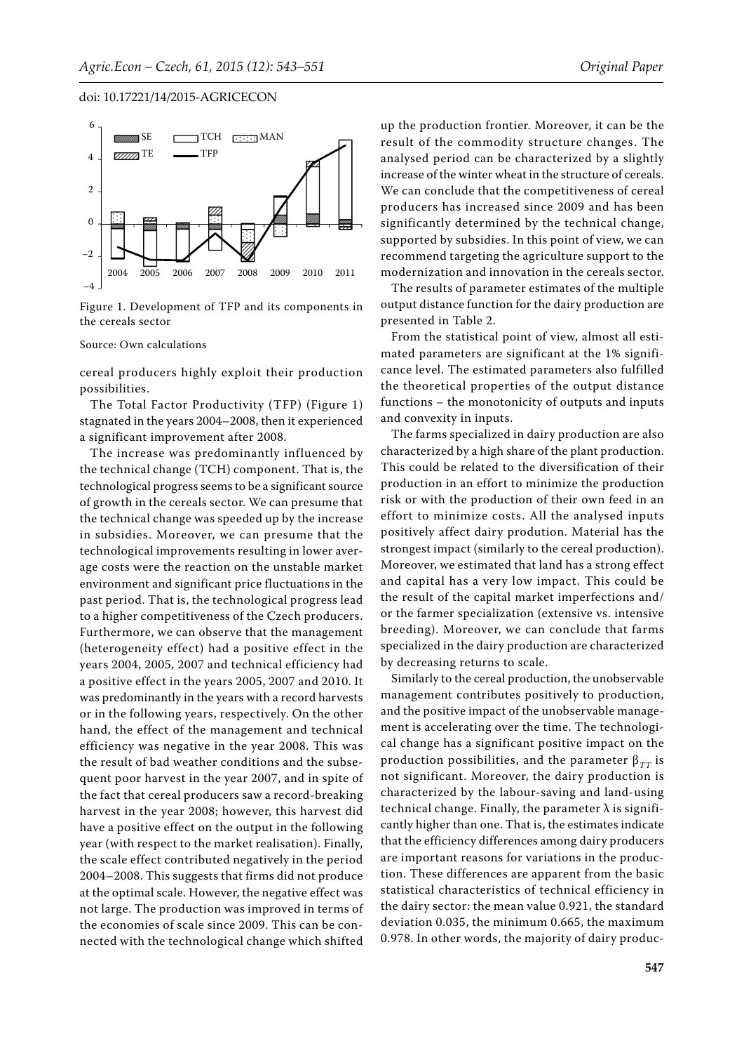6

SE TCH MAN

TE TFP

4

2

0

−2

−4

2004 2005 2006 2007 2008 2009 2010 2011

Figure 1. Development of TFP and its components in the cereals sector

Source: Own calculations

cereal producers highly exploit their production possibilities.

The Total Factor Productivity (TFP) (Figure 1) stagnated in the years 2004–2008, then it experienced a significant improvement after 2008.

The increase was predominantly influenced by the technical change (TCH) component. That is, the technological progress seems to be a significant source of growth in the cereals sector. We can presume that the technical change was speeded up by the increase in subsidies. Moreover, we can presume that the technological improvements resulting in lower average costs were the reaction on the unstable market environment and significant price fluctuations in the past period. That is, the technological progress lead to a higher competitiveness of the Czech producers. Furthermore, we can observe that the management (heterogeneity effect) had a positive effect in the years 2004, 2005, 2007 and technical efficiency had a positive effect in the years 2005, 2007 and 2010. It was predominantly in the years with a record harvests or in the following years, respectively. On the other hand, the effect of the management and technical efficiency was negative in the year 2008. This was the result of bad weather conditions and the subsequent poor harvest in the year 2007, and in spite of the fact that cereal producers saw a record-breaking harvest in the year 2008; however, this harvest did have a positive effect on the output in the following year (with respect to the market realisation). Finally, the scale effect contributed negatively in the period 2004–2008. This suggests that firms did not produce at the optimal scale. However, the negative effect was not large. The production was improved in terms of the economies of scale since 2009. This can be connected with the technological change which shifted up the production frontier. Moreover, it can be the result of the commodity structure changes. The analysed period can be characterized by a slightly increase of the winter wheat in the structure of cereals. We can conclude that the competitiveness of cereal producers has increased since 2009 and has been significantly determined by the technical change, supported by subsidies. In this point of view, we can recommend targeting the agriculture support to the modernization and innovation in the cereals sector.

The results of parameter estimates of the multiple output distance function for the dairy production are presented in Table 2.

From the statistical point of view, almost all estimated parameters are significant at the 1% significance level. The estimated parameters also fulfilled the theoretical properties of the output distance functions – the monotonicity of outputs and inputs and convexity in inputs.

The farms specialized in dairy production are also characterized by a high share of the plant production. This could be related to the diversification of their production in an effort to minimize the production risk or with the production of their own feed in an effort to minimize costs. All the analysed inputs positively affect dairy prodution. Material has the strongest impact (similarly to the cereal production). Moreover, we estimated that land has a strong effect and capital has a very low impact. This could be the result of the capital market imperfections and/or the farmer specialization (extensive vs. intensive breeding). Moreover, we can conclude that farms specialized in the dairy production are characterized by decreasing returns to scale.

Similarly to the cereal production, the unobservable management contributes positively to production, and the positive impact of the unobservable management is accelerating over the time. The technological change has a significant positive impact on the production possibilities, and the parameter $\beta_{TT}$ is not significant. Moreover, the dairy production is characterized by the labour-saving and land-using technical change. Finally, the parameter $\lambda$ is significantly higher than one. That is, the estimates indicate that the efficiency differences among dairy producers are important reasons for variations in the production. These differences are apparent from the basic statistical characteristics of technical efficiency in the dairy sector: the mean value 0.921, the standard deviation 0.035, the minimum 0.665, the maximum 0.978. In other words, the majority of dairy produc-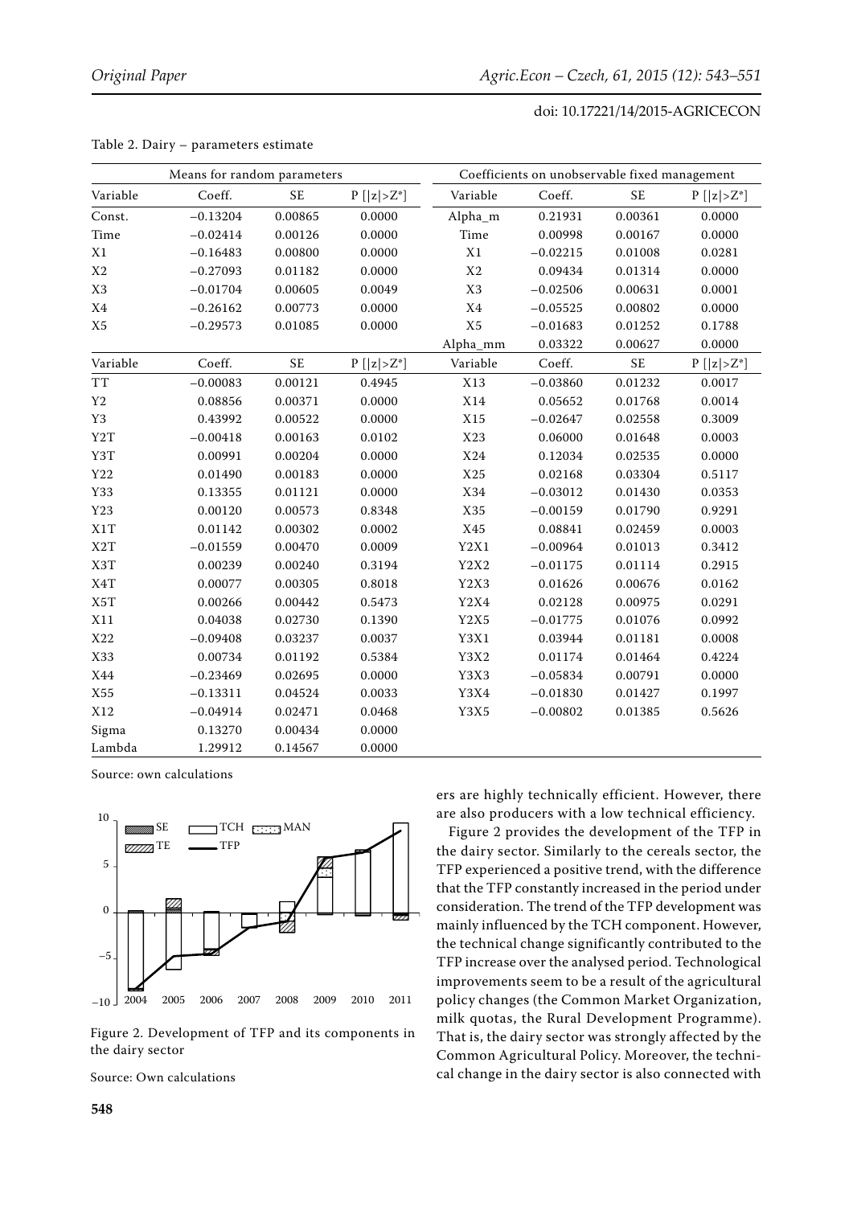Table 2. Dairy – parameters estimate

| Means for random parameters | | | | Coefficients on unobservable fixed management | | | |
|---|---|---|---|---|---|---|---|
| Variable | Coeff. | SE | P [\|z\|>Z*] | Variable | Coeff. | SE | P [\|z\|>Z*] |
| Const. | −0.13204 | 0.00865 | 0.0000 | Alpha_m | 0.21931 | 0.00361 | 0.0000 |
| Time | −0.02414 | 0.00126 | 0.0000 | Time | 0.00998 | 0.00167 | 0.0000 |
| X1 | −0.16483 | 0.00800 | 0.0000 | X1 | −0.02215 | 0.01008 | 0.0281 |
| X2 | −0.27093 | 0.01182 | 0.0000 | X2 | 0.09434 | 0.01314 | 0.0000 |
| X3 | −0.01704 | 0.00605 | 0.0049 | X3 | −0.02506 | 0.00631 | 0.0001 |
| X4 | −0.26162 | 0.00773 | 0.0000 | X4 | −0.05525 | 0.00802 | 0.0000 |
| X5 | −0.29573 | 0.01085 | 0.0000 | X5 | −0.01683 | 0.01252 | 0.1788 |
| | | | | Alpha_mm | 0.03322 | 0.00627 | 0.0000 |
| Variable | Coeff. | SE | P [\|z\|>Z*] | Variable | Coeff. | SE | P [\|z\|>Z*] |
| TT | −0.00083 | 0.00121 | 0.4945 | X13 | −0.03860 | 0.01232 | 0.0017 |
| Y2 | 0.08856 | 0.00371 | 0.0000 | X14 | 0.05652 | 0.01768 | 0.0014 |
| Y3 | 0.43992 | 0.00522 | 0.0000 | X15 | −0.02647 | 0.02558 | 0.3009 |
| Y2T | −0.00418 | 0.00163 | 0.0102 | X23 | 0.06000 | 0.01648 | 0.0003 |
| Y3T | 0.00991 | 0.00204 | 0.0000 | X24 | 0.12034 | 0.02535 | 0.0000 |
| Y22 | 0.01490 | 0.00183 | 0.0000 | X25 | 0.02168 | 0.03304 | 0.5117 |
| Y33 | 0.13355 | 0.01121 | 0.0000 | X34 | −0.03012 | 0.01430 | 0.0353 |
| Y23 | 0.00120 | 0.00573 | 0.8348 | X35 | −0.00159 | 0.01790 | 0.9291 |
| X1T | 0.01142 | 0.00302 | 0.0002 | X45 | 0.08841 | 0.02459 | 0.0003 |
| X2T | −0.01559 | 0.00470 | 0.0009 | Y2X1 | −0.00964 | 0.01013 | 0.3412 |
| X3T | 0.00239 | 0.00240 | 0.3194 | Y2X2 | −0.01175 | 0.01114 | 0.2915 |
| X4T | 0.00077 | 0.00305 | 0.8018 | Y2X3 | 0.01626 | 0.00676 | 0.0162 |
| X5T | 0.00266 | 0.00442 | 0.5473 | Y2X4 | 0.02128 | 0.00975 | 0.0291 |
| X11 | 0.04038 | 0.02730 | 0.1390 | Y2X5 | −0.01775 | 0.01076 | 0.0992 |
| X22 | −0.09408 | 0.03237 | 0.0037 | Y3X1 | 0.03944 | 0.01181 | 0.0008 |
| X33 | 0.00734 | 0.01192 | 0.5384 | Y3X2 | 0.01174 | 0.01464 | 0.4224 |
| X44 | −0.23469 | 0.02695 | 0.0000 | Y3X3 | −0.05834 | 0.00791 | 0.0000 |
| X55 | −0.13311 | 0.04524 | 0.0033 | Y3X4 | −0.01830 | 0.01427 | 0.1997 |
| X12 | −0.04914 | 0.02471 | 0.0468 | Y3X5 | −0.00802 | 0.01385 | 0.5626 |
| Sigma | 0.13270 | 0.00434 | 0.0000 | | | | |
| Lambda | 1.29912 | 0.14567 | 0.0000 | | | | |

Source: own calculations

Figure 2. Development of TFP and its components in the dairy sector

Source: Own calculations

ers are highly technically efficient. However, there are also producers with a low technical efficiency.

Figure 2 provides the development of the TFP in the dairy sector. Similarly to the cereals sector, the TFP experienced a positive trend, with the difference that the TFP constantly increased in the period under consideration. The trend of the TFP development was mainly influenced by the TCH component. However, the technical change significantly contributed to the TFP increase over the analysed period. Technological improvements seem to be a result of the agricultural policy changes (the Common Market Organization, milk quotas, the Rural Development Programme). That is, the dairy sector was strongly affected by the Common Agricultural Policy. Moreover, the technical change in the dairy sector is also connected with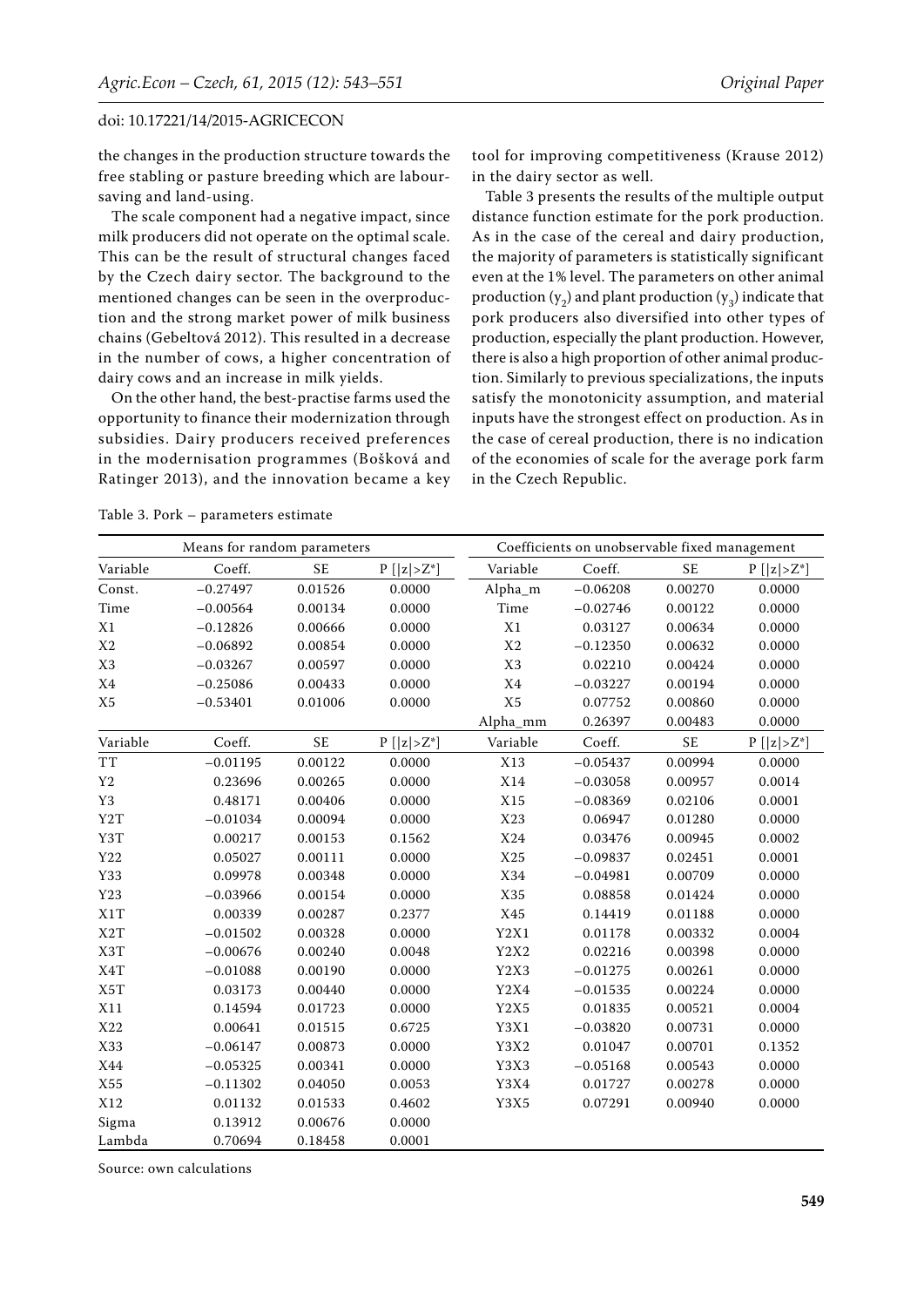the changes in the production structure towards the free stabling or pasture breeding which are labour-saving and land-using.

The scale component had a negative impact, since milk producers did not operate on the optimal scale. This can be the result of structural changes faced by the Czech dairy sector. The background to the mentioned changes can be seen in the overproduction and the strong market power of milk business chains (Gebeltová 2012). This resulted in a decrease in the number of cows, a higher concentration of dairy cows and an increase in milk yields.

On the other hand, the best-practise farms used the opportunity to finance their modernization through subsidies. Dairy producers received preferences in the modernisation programmes (Bošková and Ratinger 2013), and the innovation became a key tool for improving competitiveness (Krause 2012) in the dairy sector as well.

Table 3 presents the results of the multiple output distance function estimate for the pork production. As in the case of the cereal and dairy production, the majority of parameters is statistically significant even at the 1% level. The parameters on other animal production ($y_2$) and plant production ($y_3$) indicate that pork producers also diversified into other types of production, especially the plant production. However, there is also a high proportion of other animal production. Similarly to previous specializations, the inputs satisfy the monotonicity assumption, and material inputs have the strongest effect on production. As in the case of cereal production, there is no indication of the economies of scale for the average pork farm in the Czech Republic.

Table 3. Pork – parameters estimate

| Means for random parameters | | | | Coefficients on unobservable fixed management | | | |
|---|---|---|---|---|---|---|---|
| Variable | Coeff. | SE | P [\|z\|>Z*] | Variable | Coeff. | SE | P [\|z\|>Z*] |
| Const. | −0.27497 | 0.01526 | 0.0000 | Alpha_m | −0.06208 | 0.00270 | 0.0000 |
| Time | −0.00564 | 0.00134 | 0.0000 | Time | −0.02746 | 0.00122 | 0.0000 |
| X1 | −0.12826 | 0.00666 | 0.0000 | X1 | 0.03127 | 0.00634 | 0.0000 |
| X2 | −0.06892 | 0.00854 | 0.0000 | X2 | −0.12350 | 0.00632 | 0.0000 |
| X3 | −0.03267 | 0.00597 | 0.0000 | X3 | 0.02210 | 0.00424 | 0.0000 |
| X4 | −0.25086 | 0.00433 | 0.0000 | X4 | −0.03227 | 0.00194 | 0.0000 |
| X5 | −0.53401 | 0.01006 | 0.0000 | X5 | 0.07752 | 0.00860 | 0.0000 |
| | | | | Alpha_mm | 0.26397 | 0.00483 | 0.0000 |
| Variable | Coeff. | SE | P [\|z\|>Z*] | Variable | Coeff. | SE | P [\|z\|>Z*] |
| TT | −0.01195 | 0.00122 | 0.0000 | X13 | −0.05437 | 0.00994 | 0.0000 |
| Y2 | 0.23696 | 0.00265 | 0.0000 | X14 | −0.03058 | 0.00957 | 0.0014 |
| Y3 | 0.48171 | 0.00406 | 0.0000 | X15 | −0.08369 | 0.02106 | 0.0001 |
| Y2T | −0.01034 | 0.00094 | 0.0000 | X23 | 0.06947 | 0.01280 | 0.0000 |
| Y3T | 0.00217 | 0.00153 | 0.1562 | X24 | 0.03476 | 0.00945 | 0.0002 |
| Y22 | 0.05027 | 0.00111 | 0.0000 | X25 | −0.09837 | 0.02451 | 0.0001 |
| Y33 | 0.09978 | 0.00348 | 0.0000 | X34 | −0.04981 | 0.00709 | 0.0000 |
| Y23 | −0.03966 | 0.00154 | 0.0000 | X35 | 0.08858 | 0.01424 | 0.0000 |
| X1T | 0.00339 | 0.00287 | 0.2377 | X45 | 0.14419 | 0.01188 | 0.0000 |
| X2T | −0.01502 | 0.00328 | 0.0000 | Y2X1 | 0.01178 | 0.00332 | 0.0004 |
| X3T | −0.00676 | 0.00240 | 0.0048 | Y2X2 | 0.02216 | 0.00398 | 0.0000 |
| X4T | −0.01088 | 0.00190 | 0.0000 | Y2X3 | −0.01275 | 0.00261 | 0.0000 |
| X5T | 0.03173 | 0.00440 | 0.0000 | Y2X4 | −0.01535 | 0.00224 | 0.0000 |
| X11 | 0.14594 | 0.01723 | 0.0000 | Y2X5 | 0.01835 | 0.00521 | 0.0004 |
| X22 | 0.00641 | 0.01515 | 0.6725 | Y3X1 | −0.03820 | 0.00731 | 0.0000 |
| X33 | −0.06147 | 0.00873 | 0.0000 | Y3X2 | 0.01047 | 0.00701 | 0.1352 |
| X44 | −0.05325 | 0.00341 | 0.0000 | Y3X3 | −0.05168 | 0.00543 | 0.0000 |
| X55 | −0.11302 | 0.04050 | 0.0053 | Y3X4 | 0.01727 | 0.00278 | 0.0000 |
| X12 | 0.01132 | 0.01533 | 0.4602 | Y3X5 | 0.07291 | 0.00940 | 0.0000 |
| Sigma | 0.13912 | 0.00676 | 0.0000 | | | | |
| Lambda | 0.70694 | 0.18458 | 0.0001 | | | | |

Source: own calculations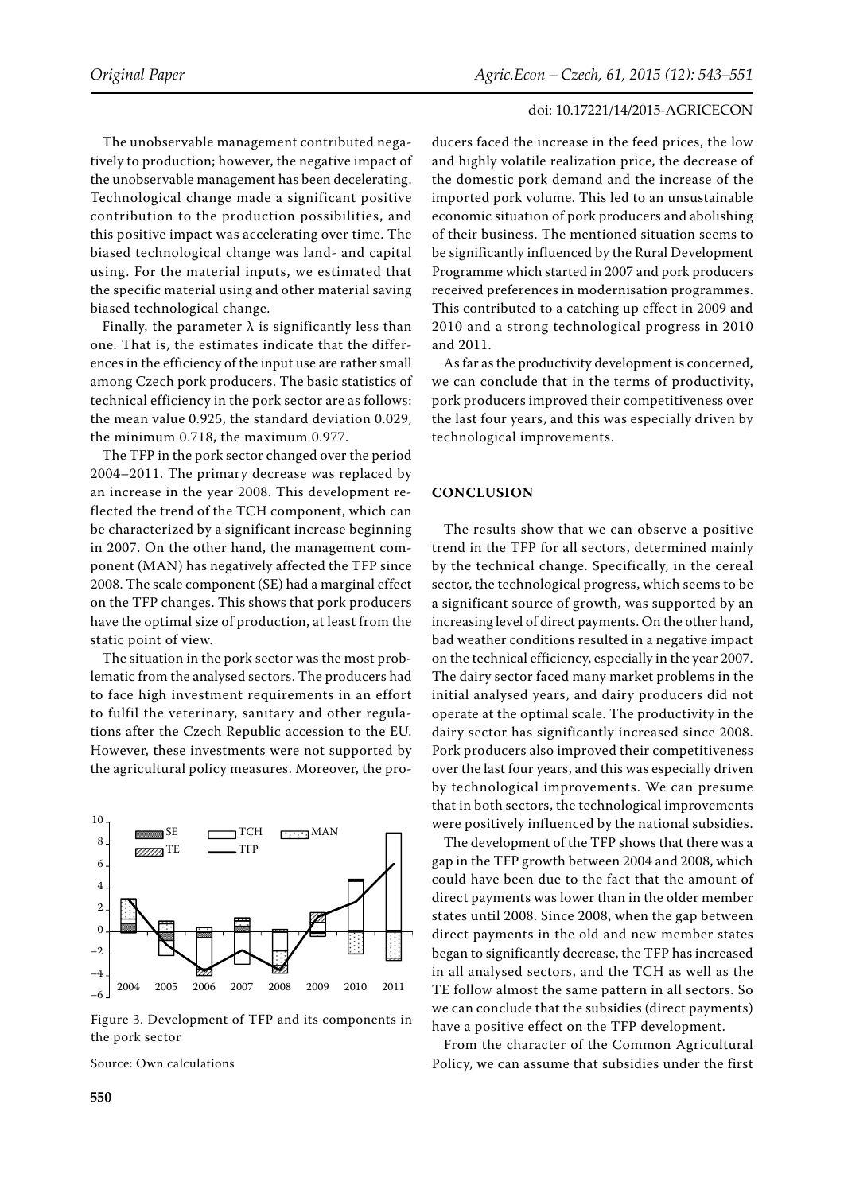The unobservable management contributed negatively to production; however, the negative impact of the unobservable management has been decelerating. Technological change made a significant positive contribution to the production possibilities, and this positive impact was accelerating over time. The biased technological change was land- and capital using. For the material inputs, we estimated that the specific material using and other material saving biased technological change.

Finally, the parameter $\lambda$ is significantly less than one. That is, the estimates indicate that the differences in the efficiency of the input use are rather small among Czech pork producers. The basic statistics of technical efficiency in the pork sector are as follows: the mean value 0.925, the standard deviation 0.029, the minimum 0.718, the maximum 0.977.

The TFP in the pork sector changed over the period 2004–2011. The primary decrease was replaced by an increase in the year 2008. This development reflected the trend of the TCH component, which can be characterized by a significant increase beginning in 2007. On the other hand, the management component (MAN) has negatively affected the TFP since 2008. The scale component (SE) had a marginal effect on the TFP changes. This shows that pork producers have the optimal size of production, at least from the static point of view.

The situation in the pork sector was the most problematic from the analysed sectors. The producers had to face high investment requirements in an effort to fulfil the veterinary, sanitary and other regulations after the Czech Republic accession to the EU. However, these investments were not supported by the agricultural policy measures. Moreover, the producers faced the increase in the feed prices, the low and highly volatile realization price, the decrease of the domestic pork demand and the increase of the imported pork volume. This led to an unsustainable economic situation of pork producers and abolishing of their business. The mentioned situation seems to be significantly influenced by the Rural Development Programme which started in 2007 and pork producers received preferences in modernisation programmes. This contributed to a catching up effect in 2009 and 2010 and a strong technological progress in 2010 and 2011.

As far as the productivity development is concerned, we can conclude that in the terms of productivity, pork producers improved their competitiveness over the last four years, and this was especially driven by technological improvements.

Figure 3. Development of TFP and its components in the pork sector

Source: Own calculations

## CONCLUSION

The results show that we can observe a positive trend in the TFP for all sectors, determined mainly by the technical change. Specifically, in the cereal sector, the technological progress, which seems to be a significant source of growth, was supported by an increasing level of direct payments. On the other hand, bad weather conditions resulted in a negative impact on the technical efficiency, especially in the year 2007. The dairy sector faced many market problems in the initial analysed years, and dairy producers did not operate at the optimal scale. The productivity in the dairy sector has significantly increased since 2008. Pork producers also improved their competitiveness over the last four years, and this was especially driven by technological improvements. We can presume that in both sectors, the technological improvements were positively influenced by the national subsidies.

The development of the TFP shows that there was a gap in the TFP growth between 2004 and 2008, which could have been due to the fact that the amount of direct payments was lower than in the older member states until 2008. Since 2008, when the gap between direct payments in the old and new member states began to significantly decrease, the TFP has increased in all analysed sectors, and the TCH as well as the TE follow almost the same pattern in all sectors. So we can conclude that the subsidies (direct payments) have a positive effect on the TFP development.

From the character of the Common Agricultural Policy, we can assume that subsidies under the first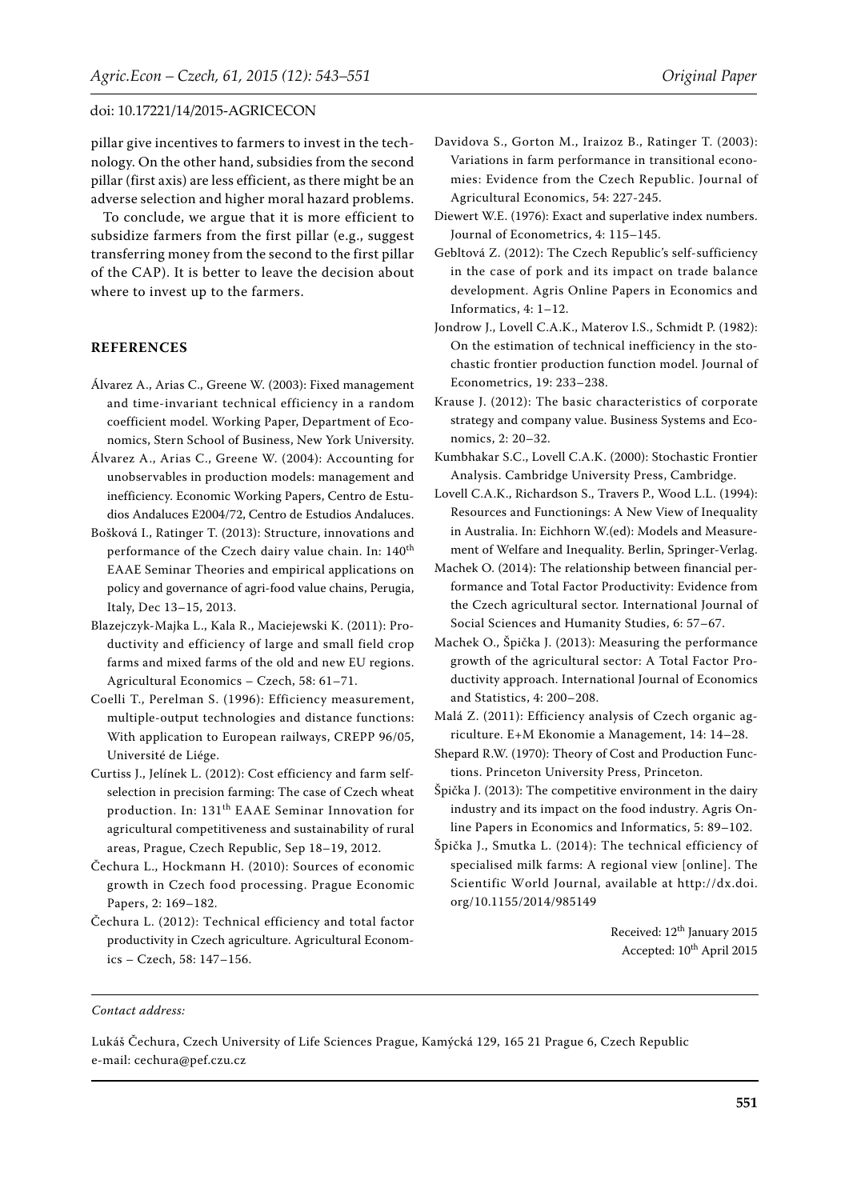pillar give incentives to farmers to invest in the technology. On the other hand, subsidies from the second pillar (first axis) are less efficient, as there might be an adverse selection and higher moral hazard problems.

To conclude, we argue that it is more efficient to subsidize farmers from the first pillar (e.g., suggest transferring money from the second to the first pillar of the CAP). It is better to leave the decision about where to invest up to the farmers.

## REFERENCES

Álvarez A., Arias C., Greene W. (2003): Fixed management and time-invariant technical efficiency in a random coefficient model. Working Paper, Department of Economics, Stern School of Business, New York University.

Álvarez A., Arias C., Greene W. (2004): Accounting for unobservables in production models: management and inefficiency. Economic Working Papers, Centro de Estudios Andaluces E2004/72, Centro de Estudios Andaluces.

Bošková I., Ratinger T. (2013): Structure, innovations and performance of the Czech dairy value chain. In: 140th EAAE Seminar Theories and empirical applications on policy and governance of agri-food value chains, Perugia, Italy, Dec 13–15, 2013.

Blazejczyk-Majka L., Kala R., Maciejewski K. (2011): Productivity and efficiency of large and small field crop farms and mixed farms of the old and new EU regions. Agricultural Economics – Czech, 58: 61–71.

Coelli T., Perelman S. (1996): Efficiency measurement, multiple-output technologies and distance functions: With application to European railways, CREPP 96/05, Université de Liége.

Curtiss J., Jelínek L. (2012): Cost efficiency and farm self-selection in precision farming: The case of Czech wheat production. In: 131th EAAE Seminar Innovation for agricultural competitiveness and sustainability of rural areas, Prague, Czech Republic, Sep 18–19, 2012.

Čechura L., Hockmann H. (2010): Sources of economic growth in Czech food processing. Prague Economic Papers, 2: 169–182.

Čechura L. (2012): Technical efficiency and total factor productivity in Czech agriculture. Agricultural Economics – Czech, 58: 147–156.

Davidova S., Gorton M., Iraizoz B., Ratinger T. (2003): Variations in farm performance in transitional economies: Evidence from the Czech Republic. Journal of Agricultural Economics, 54: 227-245.

Diewert W.E. (1976): Exact and superlative index numbers. Journal of Econometrics, 4: 115–145.

Gebltová Z. (2012): The Czech Republic's self-sufficiency in the case of pork and its impact on trade balance development. Agris Online Papers in Economics and Informatics, 4: 1–12.

Jondrow J., Lovell C.A.K., Materov I.S., Schmidt P. (1982): On the estimation of technical inefficiency in the stochastic frontier production function model. Journal of Econometrics, 19: 233–238.

Krause J. (2012): The basic characteristics of corporate strategy and company value. Business Systems and Economics, 2: 20–32.

Kumbhakar S.C., Lovell C.A.K. (2000): Stochastic Frontier Analysis. Cambridge University Press, Cambridge.

Lovell C.A.K., Richardson S., Travers P., Wood L.L. (1994): Resources and Functionings: A New View of Inequality in Australia. In: Eichhorn W.(ed): Models and Measurement of Welfare and Inequality. Berlin, Springer-Verlag.

Machek O. (2014): The relationship between financial performance and Total Factor Productivity: Evidence from the Czech agricultural sector. International Journal of Social Sciences and Humanity Studies, 6: 57–67.

Machek O., Špička J. (2013): Measuring the performance growth of the agricultural sector: A Total Factor Productivity approach. International Journal of Economics and Statistics, 4: 200–208.

Malá Z. (2011): Efficiency analysis of Czech organic agriculture. E+M Ekonomie a Management, 14: 14–28.

Shepard R.W. (1970): Theory of Cost and Production Functions. Princeton University Press, Princeton.

Špička J. (2013): The competitive environment in the dairy industry and its impact on the food industry. Agris Online Papers in Economics and Informatics, 5: 89–102.

Špička J., Smutka L. (2014): The technical efficiency of specialised milk farms: A regional view [online]. The Scientific World Journal, available at http://dx.doi.org/10.1155/2014/985149

Received: 12th January 2015
Accepted: 10th April 2015

*Contact address:*

Lukáš Čechura, Czech University of Life Sciences Prague, Kamýcká 129, 165 21 Prague 6, Czech Republic
e-mail: cechura@pef.czu.cz